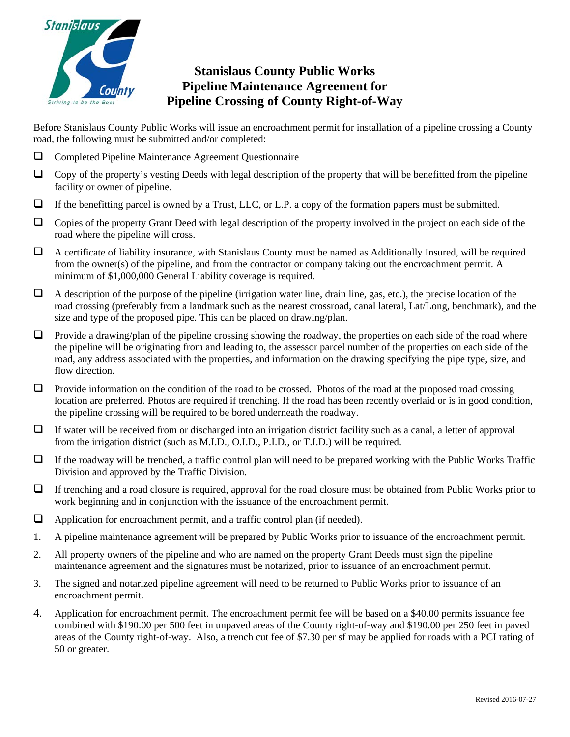# Stanislaus County Public Works
# Pipeline Maintenance Agreement for
# Pipeline Crossing of County Right-of-Way

Before Stanislaus County Public Works will issue an encroachment permit for installation of a pipeline crossing a County road, the following must be submitted and/or completed:

- ☐ Completed Pipeline Maintenance Agreement Questionnaire
- ☐ Copy of the property's vesting Deeds with legal description of the property that will be benefitted from the pipeline facility or owner of pipeline.
- ☐ If the benefitting parcel is owned by a Trust, LLC, or L.P. a copy of the formation papers must be submitted.
- ☐ Copies of the property Grant Deed with legal description of the property involved in the project on each side of the road where the pipeline will cross.
- ☐ A certificate of liability insurance, with Stanislaus County must be named as Additionally Insured, will be required from the owner(s) of the pipeline, and from the contractor or company taking out the encroachment permit. A minimum of $1,000,000 General Liability coverage is required.
- ☐ A description of the purpose of the pipeline (irrigation water line, drain line, gas, etc.), the precise location of the road crossing (preferably from a landmark such as the nearest crossroad, canal lateral, Lat/Long, benchmark), and the size and type of the proposed pipe. This can be placed on drawing/plan.
- ☐ Provide a drawing/plan of the pipeline crossing showing the roadway, the properties on each side of the road where the pipeline will be originating from and leading to, the assessor parcel number of the properties on each side of the road, any address associated with the properties, and information on the drawing specifying the pipe type, size, and flow direction.
- ☐ Provide information on the condition of the road to be crossed. Photos of the road at the proposed road crossing location are preferred. Photos are required if trenching. If the road has been recently overlaid or is in good condition, the pipeline crossing will be required to be bored underneath the roadway.
- ☐ If water will be received from or discharged into an irrigation district facility such as a canal, a letter of approval from the irrigation district (such as M.I.D., O.I.D., P.I.D., or T.I.D.) will be required.
- ☐ If the roadway will be trenched, a traffic control plan will need to be prepared working with the Public Works Traffic Division and approved by the Traffic Division.
- ☐ If trenching and a road closure is required, approval for the road closure must be obtained from Public Works prior to work beginning and in conjunction with the issuance of the encroachment permit.
- ☐ Application for encroachment permit, and a traffic control plan (if needed).

1. A pipeline maintenance agreement will be prepared by Public Works prior to issuance of the encroachment permit.
2. All property owners of the pipeline and who are named on the property Grant Deeds must sign the pipeline maintenance agreement and the signatures must be notarized, prior to issuance of an encroachment permit.
3. The signed and notarized pipeline agreement will need to be returned to Public Works prior to issuance of an encroachment permit.
4. Application for encroachment permit. The encroachment permit fee will be based on a $40.00 permits issuance fee combined with $190.00 per 500 feet in unpaved areas of the County right-of-way and $190.00 per 250 feet in paved areas of the County right-of-way. Also, a trench cut fee of $7.30 per sf may be applied for roads with a PCI rating of 50 or greater.

Revised 2016-07-27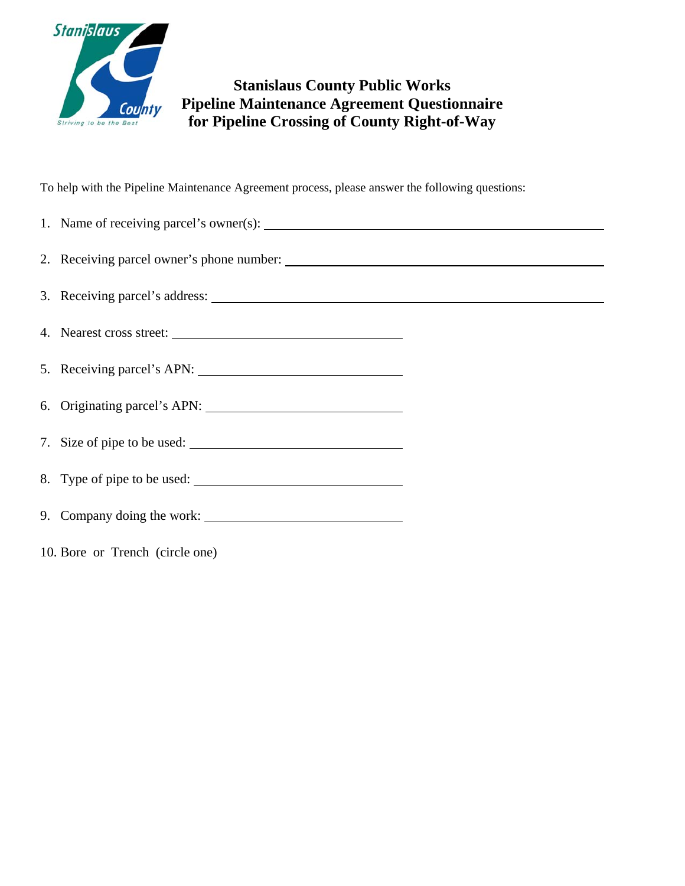# Stanislaus County Public Works
# Pipeline Maintenance Agreement Questionnaire
# for Pipeline Crossing of County Right-of-Way

To help with the Pipeline Maintenance Agreement process, please answer the following questions:

1. Name of receiving parcel's owner(s): ______________________________
2. Receiving parcel owner's phone number: ______________________________
3. Receiving parcel's address: ______________________________
4. Nearest cross street: ______________________________
5. Receiving parcel's APN: ______________________________
6. Originating parcel's APN: ______________________________
7. Size of pipe to be used: ______________________________
8. Type of pipe to be used: ______________________________
9. Company doing the work: ______________________________
10. Bore or Trench (circle one)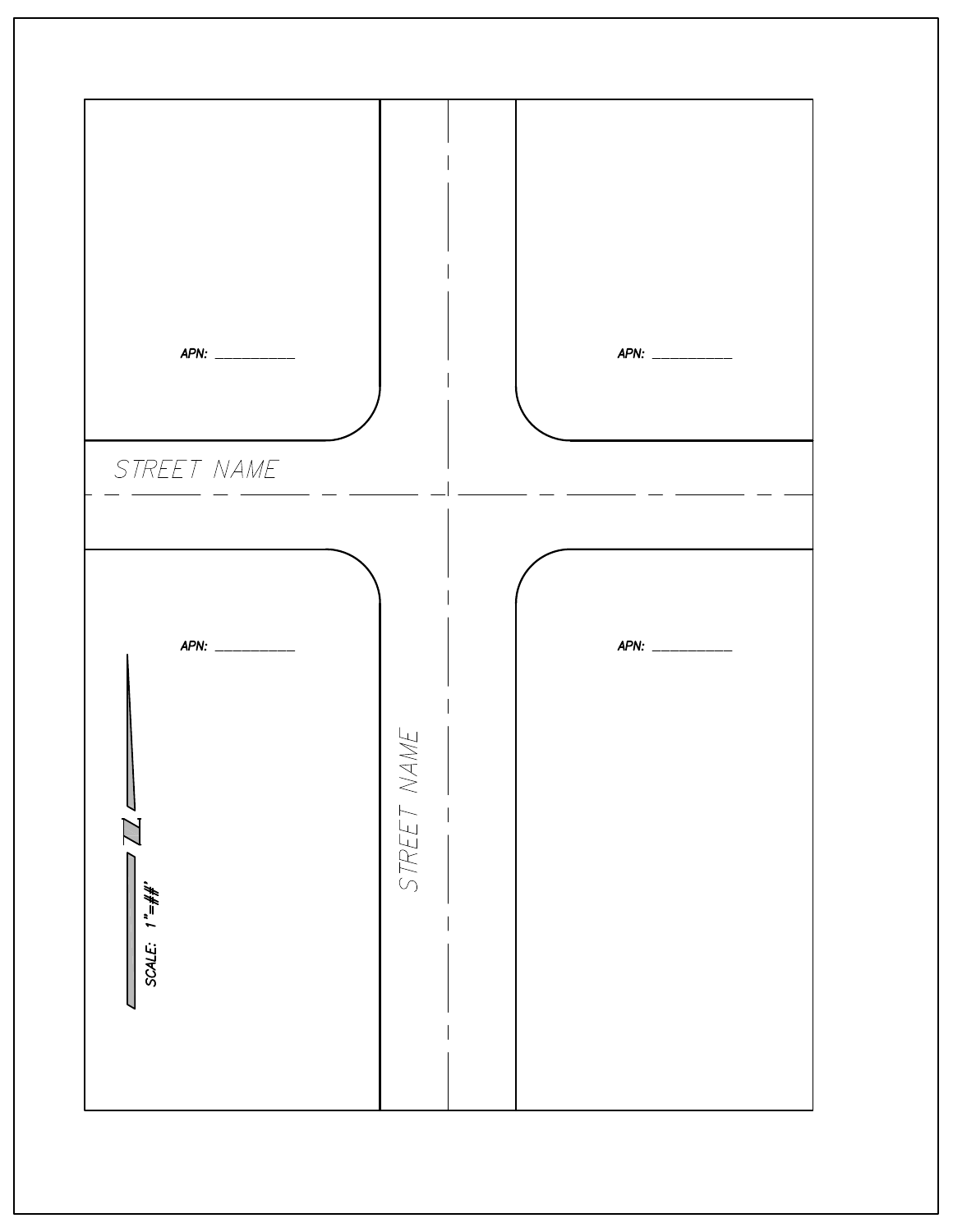APN: __________

APN: __________

STREET NAME

APN: __________

APN: __________

STREET NAME

N

SCALE: 1"=##'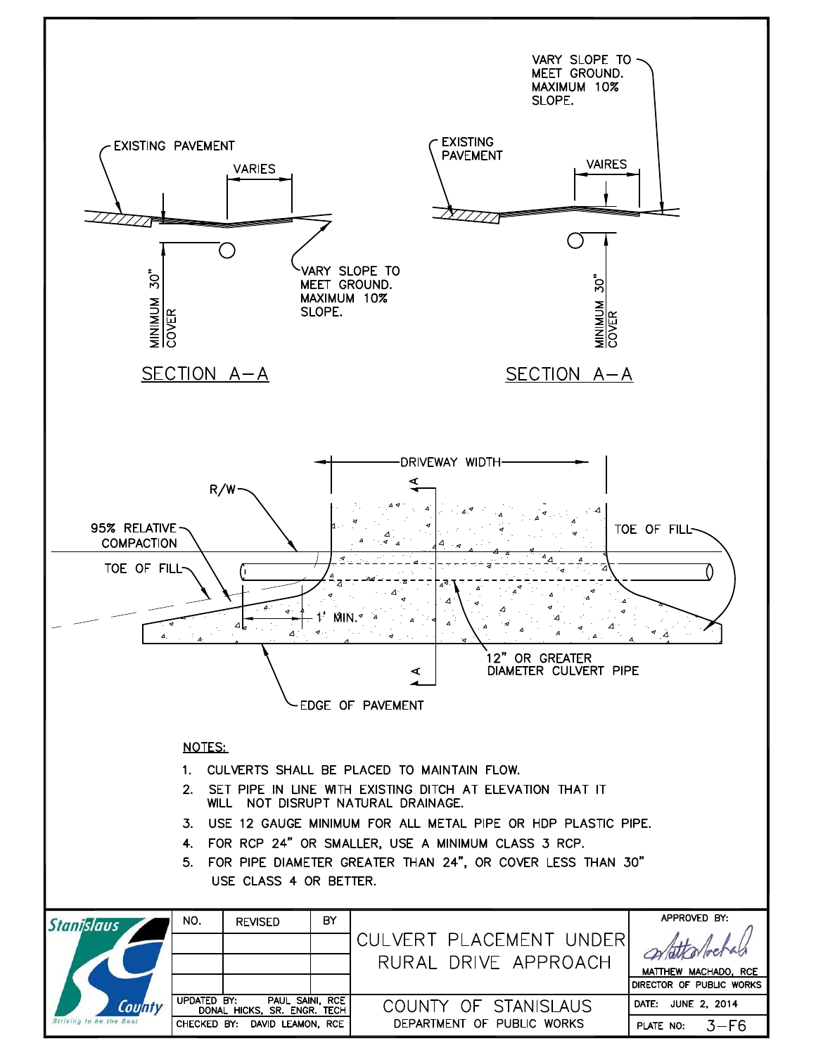SECTION A–A

EXISTING PAVEMENT

VARIES

VARY SLOPE TO MEET GROUND. MAXIMUM 10% SLOPE.

MINIMUM 30" COVER

SECTION A–A

EXISTING PAVEMENT

VAIRES

VARY SLOPE TO MEET GROUND. MAXIMUM 10% SLOPE.

MINIMUM 30" COVER

DRIVEWAY WIDTH

R/W

95% RELATIVE COMPACTION

TOE OF FILL

TOE OF FILL

1' MIN.

12" OR GREATER DIAMETER CULVERT PIPE

EDGE OF PAVEMENT

A

A

NOTES:

1. CULVERTS SHALL BE PLACED TO MAINTAIN FLOW.
2. SET PIPE IN LINE WITH EXISTING DITCH AT ELEVATION THAT IT WILL NOT DISRUPT NATURAL DRAINAGE.
3. USE 12 GAUGE MINIMUM FOR ALL METAL PIPE OR HDP PLASTIC PIPE.
4. FOR RCP 24" OR SMALLER, USE A MINIMUM CLASS 3 RCP.
5. FOR PIPE DIAMETER GREATER THAN 24", OR COVER LESS THAN 30" USE CLASS 4 OR BETTER.

| NO. | REVISED | BY |
|---|---|---|
| | | |
| | | |
| | | |

UPDATED BY: PAUL SAINI, RCE; DONAL HICKS, SR. ENGR. TECH

CHECKED BY: DAVID LEAMON, RCE

CULVERT PLACEMENT UNDER RURAL DRIVE APPROACH

COUNTY OF STANISLAUS

DEPARTMENT OF PUBLIC WORKS

APPROVED BY:

MATTHEW MACHADO, RCE

DIRECTOR OF PUBLIC WORKS

DATE: JUNE 2, 2014

PLATE NO: 3–F6

Stanislaus County — Striving to be the Best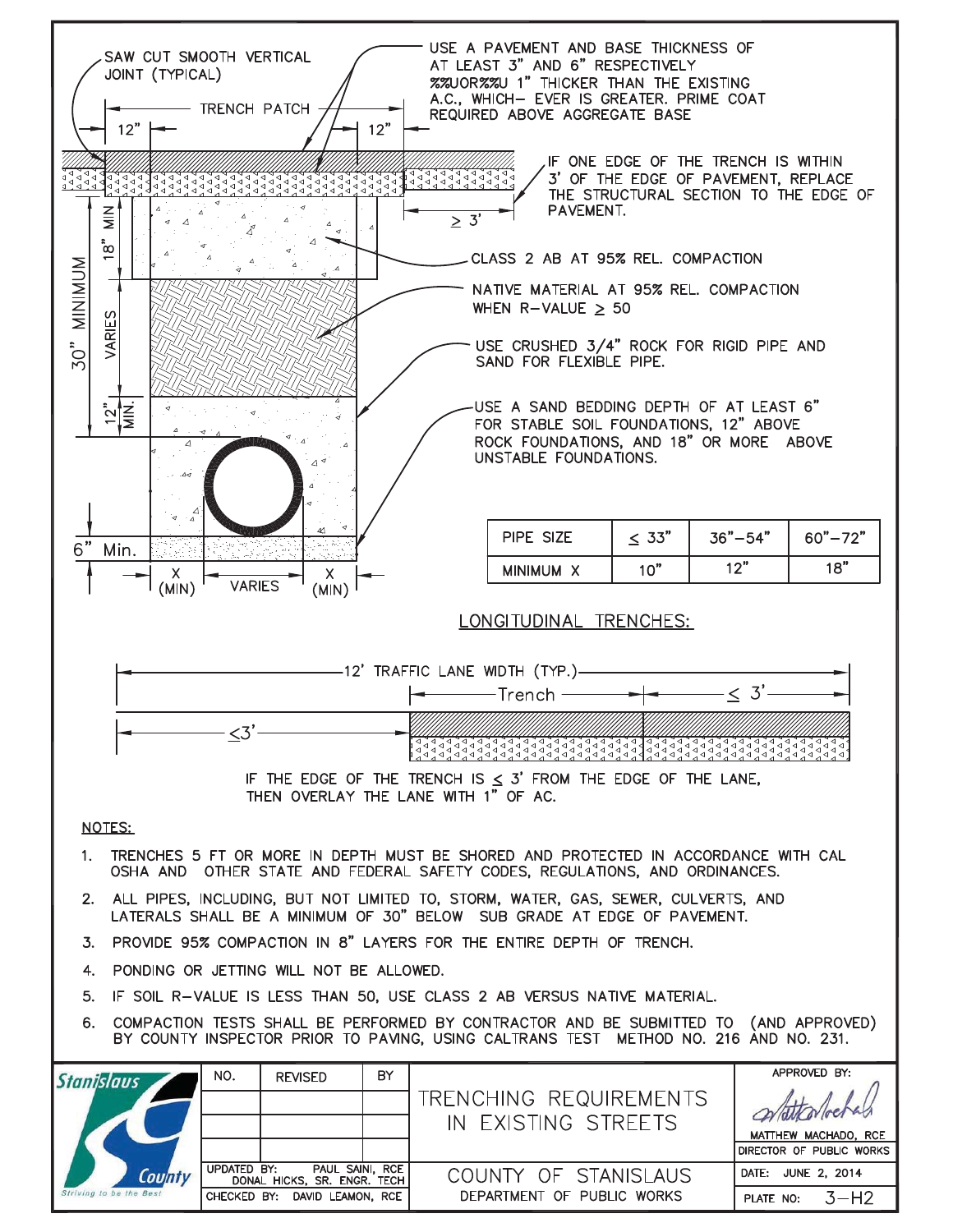SAW CUT SMOOTH VERTICAL JOINT (TYPICAL)

TRENCH PATCH

12" 12"

USE A PAVEMENT AND BASE THICKNESS OF AT LEAST 3" AND 6" RESPECTIVELY %%UOR%%U 1" THICKER THAN THE EXISTING A.C., WHICH– EVER IS GREATER. PRIME COAT REQUIRED ABOVE AGGREGATE BASE

IF ONE EDGE OF THE TRENCH IS WITHIN 3' OF THE EDGE OF PAVEMENT, REPLACE THE STRUCTURAL SECTION TO THE EDGE OF PAVEMENT.

≥ 3'

18" MIN

CLASS 2 AB AT 95% REL. COMPACTION

30" MINIMUM

VARIES

NATIVE MATERIAL AT 95% REL. COMPACTION WHEN R–VALUE ≥ 50

USE CRUSHED 3/4" ROCK FOR RIGID PIPE AND SAND FOR FLEXIBLE PIPE.

12" MIN.

USE A SAND BEDDING DEPTH OF AT LEAST 6" FOR STABLE SOIL FOUNDATIONS, 12" ABOVE ROCK FOUNDATIONS, AND 18" OR MORE ABOVE UNSTABLE FOUNDATIONS.

6" Min.

X (MIN) VARIES X (MIN)

| PIPE SIZE | ≤ 33" | 36"–54" | 60"–72" |
|---|---|---|---|
| MINIMUM X | 10" | 12" | 18" |

LONGITUDINAL TRENCHES:

12' TRAFFIC LANE WIDTH (TYP.)

≤3' Trench ≤ 3'

IF THE EDGE OF THE TRENCH IS ≤ 3' FROM THE EDGE OF THE LANE, THEN OVERLAY THE LANE WITH 1" OF AC.

NOTES:

1. TRENCHES 5 FT OR MORE IN DEPTH MUST BE SHORED AND PROTECTED IN ACCORDANCE WITH CAL OSHA AND OTHER STATE AND FEDERAL SAFETY CODES, REGULATIONS, AND ORDINANCES.
2. ALL PIPES, INCLUDING, BUT NOT LIMITED TO, STORM, WATER, GAS, SEWER, CULVERTS, AND LATERALS SHALL BE A MINIMUM OF 30" BELOW SUB GRADE AT EDGE OF PAVEMENT.
3. PROVIDE 95% COMPACTION IN 8" LAYERS FOR THE ENTIRE DEPTH OF TRENCH.
4. PONDING OR JETTING WILL NOT BE ALLOWED.
5. IF SOIL R–VALUE IS LESS THAN 50, USE CLASS 2 AB VERSUS NATIVE MATERIAL.
6. COMPACTION TESTS SHALL BE PERFORMED BY CONTRACTOR AND BE SUBMITTED TO (AND APPROVED) BY COUNTY INSPECTOR PRIOR TO PAVING, USING CALTRANS TEST METHOD NO. 216 AND NO. 231.

| NO. | REVISED | BY |
|---|---|---|
| | | |
| | | |
| | | |

UPDATED BY: PAUL SAINI, RCE; DONAL HICKS, SR. ENGR. TECH

CHECKED BY: DAVID LEAMON, RCE

# TRENCHING REQUIREMENTS IN EXISTING STREETS

COUNTY OF STANISLAUS
DEPARTMENT OF PUBLIC WORKS

APPROVED BY: MATTHEW MACHADO, RCE
DIRECTOR OF PUBLIC WORKS

DATE: JUNE 2, 2014

PLATE NO: 3–H2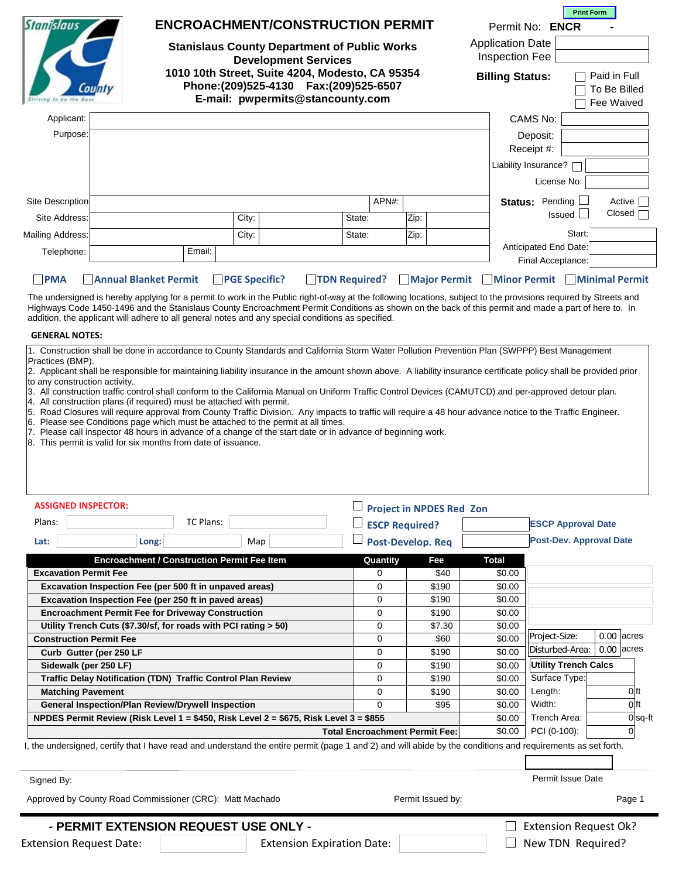# ENCROACHMENT/CONSTRUCTION PERMIT

**Stanislaus County Department of Public Works**
**Development Services**
**1010 10th Street, Suite 4204, Modesto, CA 95354**
**Phone:(209)525-4130 Fax:(209)525-6507**
**E-mail: pwpermits@stancounty.com**

Print Form

Permit No: **ENCR -**

Application Date:

Inspection Fee:

**Billing Status:** ☐ Paid in Full ☐ To Be Billed ☐ Fee Waived

Applicant:

Purpose:

Site Description: APN#:

Site Address: City: State: Zip:

Mailing Address: City: State: Zip:

Telephone: Email:

CAMS No:

Deposit:

Receipt #:

Liability Insurance? ☐

License No:

**Status:** Pending ☐ Active ☐ Issued ☐ Closed ☐

Start:

Anticipated End Date:

Final Acceptance:

☐ **PMA** ☐ **Annual Blanket Permit** ☐ **PGE Specific?** ☐ **TDN Required?** ☐ **Major Permit** ☐ **Minor Permit** ☐ **Minimal Permit**

The undersigned is hereby applying for a permit to work in the Public right-of-way at the following locations, subject to the provisions required by Streets and Highways Code 1450-1496 and the Stanislaus County Encroachment Permit Conditions as shown on the back of this permit and made a part of here to. In addition, the applicant will adhere to all general notes and any special conditions as specified.

**GENERAL NOTES:**

1. Construction shall be done in accordance to County Standards and California Storm Water Pollution Prevention Plan (SWPPP) Best Management Practices (BMP).
2. Applicant shall be responsible for maintaining liability insurance in the amount shown above. A liability insurance certificate policy shall be provided prior to any construction activity.
3. All construction traffic control shall conform to the California Manual on Uniform Traffic Control Devices (CAMUTCD) and per-approved detour plan.
4. All construction plans (if required) must be attached with permit.
5. Road Closures will require approval from County Traffic Division. Any impacts to traffic will require a 48 hour advance notice to the Traffic Engineer.
6. Please see Conditions page which must be attached to the permit at all times.
7. Please call inspector 48 hours in advance of a change of the start date or in advance of beginning work.
8. This permit is valid for six months from date of issuance.

**ASSIGNED INSPECTOR:**

Plans: TC Plans:

Lat: Long: Map

☐ **Project in NPDES Red Zon**

☐ **ESCP Required?** **ESCP Approval Date**

☐ **Post-Develop. Req** **Post-Dev. Approval Date**

| Encroachment / Construction Permit Fee Item | Quantity | Fee | Total |
|---|---|---|---|
| **Excavation Permit Fee** | 0 | $40 | $0.00 |
| **Excavation Inspection Fee (per 500 ft in unpaved areas)** | 0 | $190 | $0.00 |
| **Excavation Inspection Fee (per 250 ft in paved areas)** | 0 | $190 | $0.00 |
| **Encroachment Permit Fee for Driveway Construction** | 0 | $190 | $0.00 |
| **Utility Trench Cuts ($7.30/sf, for roads with PCI rating > 50)** | 0 | $7.30 | $0.00 |
| **Construction Permit Fee** | 0 | $60 | $0.00 |
| **Curb Gutter (per 250 LF** | 0 | $190 | $0.00 |
| **Sidewalk (per 250 LF)** | 0 | $190 | $0.00 |
| **Traffic Delay Notification (TDN) Traffic Control Plan Review** | 0 | $190 | $0.00 |
| **Matching Pavement** | 0 | $190 | $0.00 |
| **General Inspection/Plan Review/Drywell Inspection** | 0 | $95 | $0.00 |
| **NPDES Permit Review (Risk Level 1 = $450, Risk Level 2 = $675, Risk Level 3 = $855** | | | $0.00 |
| **Total Encroachment Permit Fee:** | | | $0.00 |

| | | |
|---|---|---|
| Project-Size: | 0.00 | acres |
| Disturbed-Area: | 0.00 | acres |

| **Utility Trench Calcs** | | |
|---|---|---|
| Surface Type: | | |
| Length: | 0 | ft |
| Width: | 0 | ft |
| Trench Area: | 0 | sq-ft |
| PCI (0-100): | 0 | |

I, the undersigned, certify that I have read and understand the entire permit (page 1 and 2) and will abide by the conditions and requirements as set forth.

Signed By:

Permit Issue Date

Approved by County Road Commissioner (CRC): Matt Machado

Permit Issued by:

## - PERMIT EXTENSION REQUEST USE ONLY -

Extension Request Date:

Extension Expiration Date:

☐ Extension Request Ok?

☐ New TDN Required?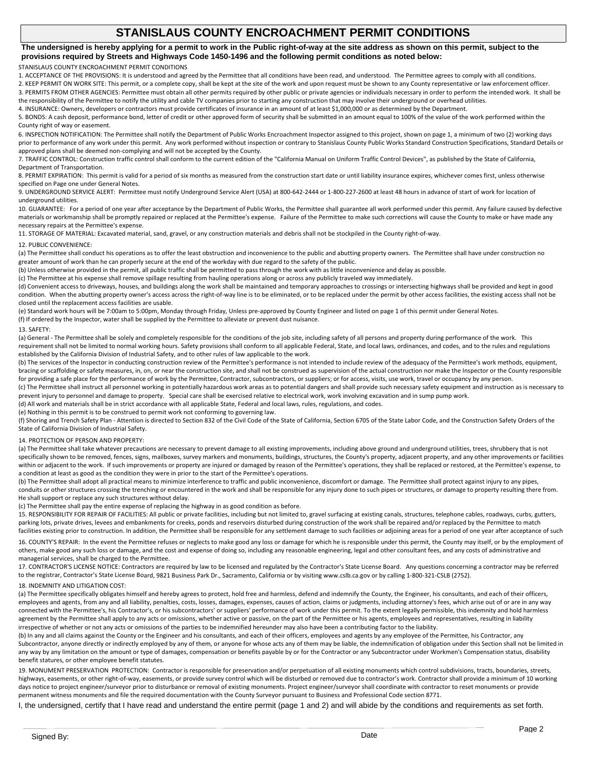# STANISLAUS COUNTY ENCROACHMENT PERMIT CONDITIONS

**The undersigned is hereby applying for a permit to work in the Public right-of-way at the site address as shown on this permit, subject to the provisions required by Streets and Highways Code 1450-1496 and the following permit conditions as noted below:**

STANISLAUS COUNTY ENCROACHMENT PERMIT CONDITIONS

1. ACCEPTANCE OF THE PROVISIONS: It is understood and agreed by the Permittee that all conditions have been read, and understood. The Permittee agrees to comply with all conditions.
2. KEEP PERMIT ON WORK SITE: This permit, or a complete copy, shall be kept at the site of the work and upon request must be shown to any County representative or law enforcement officer.
3. PERMITS FROM OTHER AGENCIES: Permittee must obtain all other permits required by other public or private agencies or individuals necessary in order to perform the intended work. It shall be the responsibility of the Permittee to notify the utility and cable TV companies prior to starting any construction that may involve their underground or overhead utilities.
4. INSURANCE: Owners, developers or contractors must provide certificates of insurance in an amount of at least $1,000,000 or as determined by the Department.
5. BONDS: A cash deposit, performance bond, letter of credit or other approved form of security shall be submitted in an amount equal to 100% of the value of the work performed within the County right of way or easement.
6. INSPECTION NOTIFICATION: The Permittee shall notify the Department of Public Works Encroachment Inspector assigned to this project, shown on page 1, a minimum of two (2) working days prior to performance of any work under this permit. Any work performed without inspection or contrary to Stanislaus County Public Works Standard Construction Specifications, Standard Details or approved plans shall be deemed non-complying and will not be accepted by the County.
7. TRAFFIC CONTROL: Construction traffic control shall conform to the current edition of the "California Manual on Uniform Traffic Control Devices", as published by the State of California, Department of Transportation.
8. PERMIT EXPIRATION: This permit is valid for a period of six months as measured from the construction start date or until liability insurance expires, whichever comes first, unless otherwise specified on Page one under General Notes.
9. UNDERGROUND SERVICE ALERT: Permittee must notify Underground Service Alert (USA) at 800-642-2444 or 1-800-227-2600 at least 48 hours in advance of start of work for location of underground utilities.
10. GUARANTEE: For a period of one year after acceptance by the Department of Public Works, the Permittee shall guarantee all work performed under this permit. Any failure caused by defective materials or workmanship shall be promptly repaired or replaced at the Permittee's expense. Failure of the Permittee to make such corrections will cause the County to make or have made any necessary repairs at the Permittee's expense.
11. STORAGE OF MATERIAL: Excavated material, sand, gravel, or any construction materials and debris shall not be stockpiled in the County right-of-way.

12. PUBLIC CONVENIENCE:
(a) The Permittee shall conduct his operations as to offer the least obstruction and inconvenience to the public and abutting property owners. The Permittee shall have under construction no greater amount of work than he can properly secure at the end of the workday with due regard to the safety of the public.
(b) Unless otherwise provided in the permit, all public traffic shall be permitted to pass through the work with as little inconvenience and delay as possible.
(c) The Permittee at his expense shall remove spillage resulting from hauling operations along or across any publicly traveled way immediately.
(d) Convenient access to driveways, houses, and buildings along the work shall be maintained and temporary approaches to crossings or intersecting highways shall be provided and kept in good condition. When the abutting property owner's access across the right-of-way line is to be eliminated, or to be replaced under the permit by other access facilities, the existing access shall not be closed until the replacement access facilities are usable.
(e) Standard work hours will be 7:00am to 5:00pm, Monday through Friday, Unless pre-approved by County Engineer and listed on page 1 of this permit under General Notes.
(f) If ordered by the Inspector, water shall be supplied by the Permittee to alleviate or prevent dust nuisance.

13. SAFETY:
(a) General - The Permittee shall be solely and completely responsible for the conditions of the job site, including safety of all persons and property during performance of the work. This requirement shall not be limited to normal working hours. Safety provisions shall conform to all applicable Federal, State, and local laws, ordinances, and codes, and to the rules and regulations established by the California Division of Industrial Safety, and to other rules of law applicable to the work.
(b) The services of the Inspector in conducting construction review of the Permittee's performance is not intended to include review of the adequacy of the Permittee's work methods, equipment, bracing or scaffolding or safety measures, in, on, or near the construction site, and shall not be construed as supervision of the actual construction nor make the Inspector or the County responsible for providing a safe place for the performance of work by the Permittee, Contractor, subcontractors, or suppliers; or for access, visits, use work, travel or occupancy by any person.
(c) The Permittee shall instruct all personnel working in potentially hazardous work areas as to potential dangers and shall provide such necessary safety equipment and instruction as is necessary to prevent injury to personnel and damage to property. Special care shall be exercised relative to electrical work, work involving excavation and in sump pump work.
(d) All work and materials shall be in strict accordance with all applicable State, Federal and local laws, rules, regulations, and codes.
(e) Nothing in this permit is to be construed to permit work not conforming to governing law.
(f) Shoring and Trench Safety Plan - Attention is directed to Section 832 of the Civil Code of the State of California, Section 6705 of the State Labor Code, and the Construction Safety Orders of the State of California Division of Industrial Safety.

14. PROTECTION OF PERSON AND PROPERTY:
(a) The Permittee shall take whatever precautions are necessary to prevent damage to all existing improvements, including above ground and underground utilities, trees, shrubbery that is not specifically shown to be removed, fences, signs, mailboxes, survey markers and monuments, buildings, structures, the County's property, adjacent property, and any other improvements or facilities within or adjacent to the work. If such improvements or property are injured or damaged by reason of the Permittee's operations, they shall be replaced or restored, at the Permittee's expense, to a condition at least as good as the condition they were in prior to the start of the Permittee's operations.
(b) The Permittee shall adopt all practical means to minimize interference to traffic and public inconvenience, discomfort or damage. The Permittee shall protect against injury to any pipes, conduits or other structures crossing the trenching or encountered in the work and shall be responsible for any injury done to such pipes or structures, or damage to property resulting there from. He shall support or replace any such structures without delay.
(c) The Permittee shall pay the entire expense of replacing the highway in as good condition as before.

15. RESPONSIBILITY FOR REPAIR OF FACILITIES: All public or private facilities, including but not limited to, gravel surfacing at existing canals, structures, telephone cables, roadways, curbs, gutters, parking lots, private drives, levees and embankments for creeks, ponds and reservoirs disturbed during construction of the work shall be repaired and/or replaced by the Permittee to match facilities existing prior to construction. In addition, the Permittee shall be responsible for any settlement damage to such facilities or adjoining areas for a period of one year after acceptance of such

16. COUNTY'S REPAIR: In the event the Permittee refuses or neglects to make good any loss or damage for which he is responsible under this permit, the County may itself, or by the employment of others, make good any such loss or damage, and the cost and expense of doing so, including any reasonable engineering, legal and other consultant fees, and any costs of administrative and managerial services, shall be charged to the Permittee.
17. CONTRACTOR'S LICENSE NOTICE: Contractors are required by law to be licensed and regulated by the Contractor's State License Board. Any questions concerning a contractor may be referred to the registrar, Contractor's State License Board, 9821 Business Park Dr., Sacramento, California or by visiting www.cslb.ca.gov or by calling 1-800-321-CSLB (2752).

18. INDEMNITY AND LITIGATION COST:
(a) The Permittee specifically obligates himself and hereby agrees to protect, hold free and harmless, defend and indemnify the County, the Engineer, his consultants, and each of their officers, employees and agents, from any and all liability, penalties, costs, losses, damages, expenses, causes of action, claims or judgments, including attorney's fees, which arise out of or are in any way connected with the Permittee's, his Contractor's, or his subcontractors' or suppliers' performance of work under this permit. To the extent legally permissible, this indemnity and hold harmless agreement by the Permittee shall apply to any acts or omissions, whether active or passive, on the part of the Permittee or his agents, employees and representatives, resulting in liability irrespective of whether or not any acts or omissions of the parties to be indemnified hereunder may also have been a contributing factor to the liability.
(b) In any and all claims against the County or the Engineer and his consultants, and each of their officers, employees and agents by any employee of the Permittee, his Contractor, any Subcontractor, anyone directly or indirectly employed by any of them, or anyone for whose acts any of them may be liable, the indemnification of obligation under this Section shall not be limited in any way by any limitation on the amount or type of damages, compensation or benefits payable by or for the Contractor or any Subcontractor under Workmen's Compensation status, disability benefit statures, or other employee benefit statutes.

19. MONUMENT PRESERVATION PROTECTION: Contractor is responsible for preservation and/or perpetuation of all existing monuments which control subdivisions, tracts, boundaries, streets, highways, easements, or other right-of-way, easements, or provide survey control which will be disturbed or removed due to contractor's work. Contractor shall provide a minimum of 10 working days notice to project engineer/surveyor prior to disturbance or removal of existing monuments. Project engineer/surveyor shall coordinate with contractor to reset monuments or provide permanent witness monuments and file the required documentation with the County Surveyor pursuant to Business and Professional Code section 8771.

I, the undersigned, certify that I have read and understand the entire permit (page 1 and 2) and will abide by the conditions and requirements as set forth.

Signed By: ______________________________ Date ______________________________